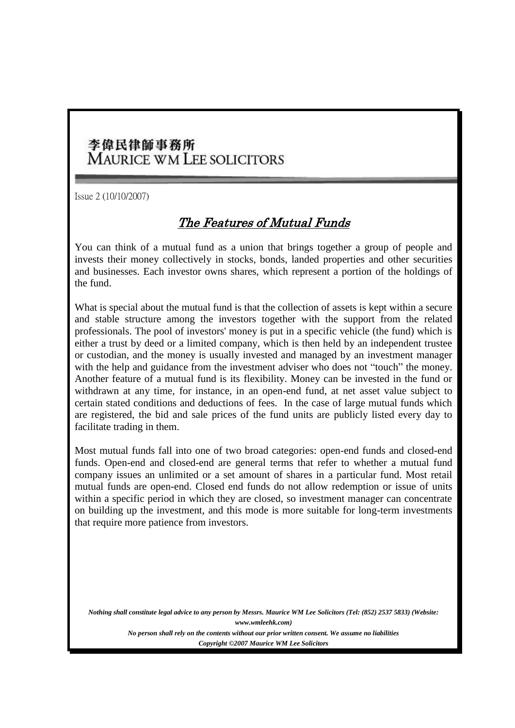李偉民律師事務所
MAURICE WM LEE SOLICITORS

Issue 2 (10/10/2007)

# *The Features of Mutual Funds*

You can think of a mutual fund as a union that brings together a group of people and invests their money collectively in stocks, bonds, landed properties and other securities and businesses. Each investor owns shares, which represent a portion of the holdings of the fund.

What is special about the mutual fund is that the collection of assets is kept within a secure and stable structure among the investors together with the support from the related professionals. The pool of investors' money is put in a specific vehicle (the fund) which is either a trust by deed or a limited company, which is then held by an independent trustee or custodian, and the money is usually invested and managed by an investment manager with the help and guidance from the investment adviser who does not "touch" the money. Another feature of a mutual fund is its flexibility. Money can be invested in the fund or withdrawn at any time, for instance, in an open-end fund, at net asset value subject to certain stated conditions and deductions of fees. In the case of large mutual funds which are registered, the bid and sale prices of the fund units are publicly listed every day to facilitate trading in them.

Most mutual funds fall into one of two broad categories: open-end funds and closed-end funds. Open-end and closed-end are general terms that refer to whether a mutual fund company issues an unlimited or a set amount of shares in a particular fund. Most retail mutual funds are open-end. Closed end funds do not allow redemption or issue of units within a specific period in which they are closed, so investment manager can concentrate on building up the investment, and this mode is more suitable for long-term investments that require more patience from investors.

***Nothing shall constitute legal advice to any person by Messrs. Maurice WM Lee Solicitors (Tel: (852) 2537 5833) (Website: www.wmleehk.com)***
***No person shall rely on the contents without our prior written consent. We assume no liabilities***
***Copyright ©2007 Maurice WM Lee Solicitors***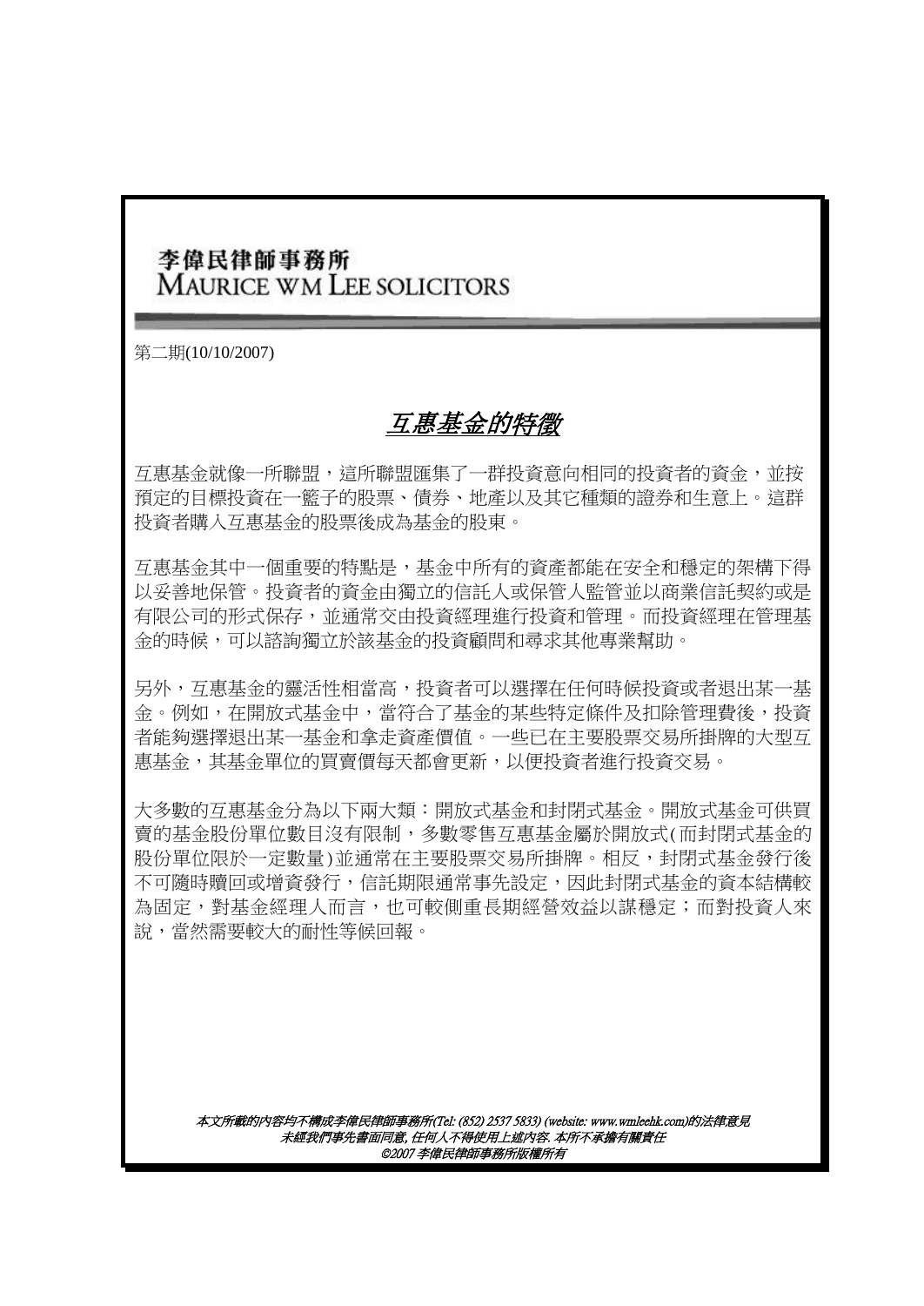# 李偉民律師事務所
# MAURICE WM LEE SOLICITORS

第二期(10/10/2007)

## *互惠基金的特徵*

互惠基金就像一所聯盟，這所聯盟匯集了一群投資意向相同的投資者的資金，並按預定的目標投資在一籃子的股票、債券、地產以及其它種類的證券和生意上。這群投資者購入互惠基金的股票後成為基金的股東。

互惠基金其中一個重要的特點是，基金中所有的資產都能在安全和穩定的架構下得以妥善地保管。投資者的資金由獨立的信託人或保管人監管並以商業信託契約或是有限公司的形式保存，並通常交由投資經理進行投資和管理。而投資經理在管理基金的時候，可以諮詢獨立於該基金的投資顧問和尋求其他專業幫助。

另外，互惠基金的靈活性相當高，投資者可以選擇在任何時候投資或者退出某一基金。例如，在開放式基金中，當符合了基金的某些特定條件及扣除管理費後，投資者能夠選擇退出某一基金和拿走資產價值。一些已在主要股票交易所掛牌的大型互惠基金，其基金單位的買賣價每天都會更新，以便投資者進行投資交易。

大多數的互惠基金分為以下兩大類：開放式基金和封閉式基金。開放式基金可供買賣的基金股份單位數目沒有限制，多數零售互惠基金屬於開放式(而封閉式基金的股份單位限於一定數量)並通常在主要股票交易所掛牌。相反，封閉式基金發行後不可隨時贖回或增資發行，信託期限通常事先設定，因此封閉式基金的資本結構較為固定，對基金經理人而言，也可較側重長期經營效益以謀穩定；而對投資人來說，當然需要較大的耐性等候回報。

*本文所載的內容均不構成李偉民律師事務所(Tel: (852) 2537 5833) (website: www.wmleehk.com)的法律意見*
*未經我們事先書面同意, 任何人不得使用上述內容. 本所不承擔有關責任*
*©2007 李偉民律師事務所版權所有*